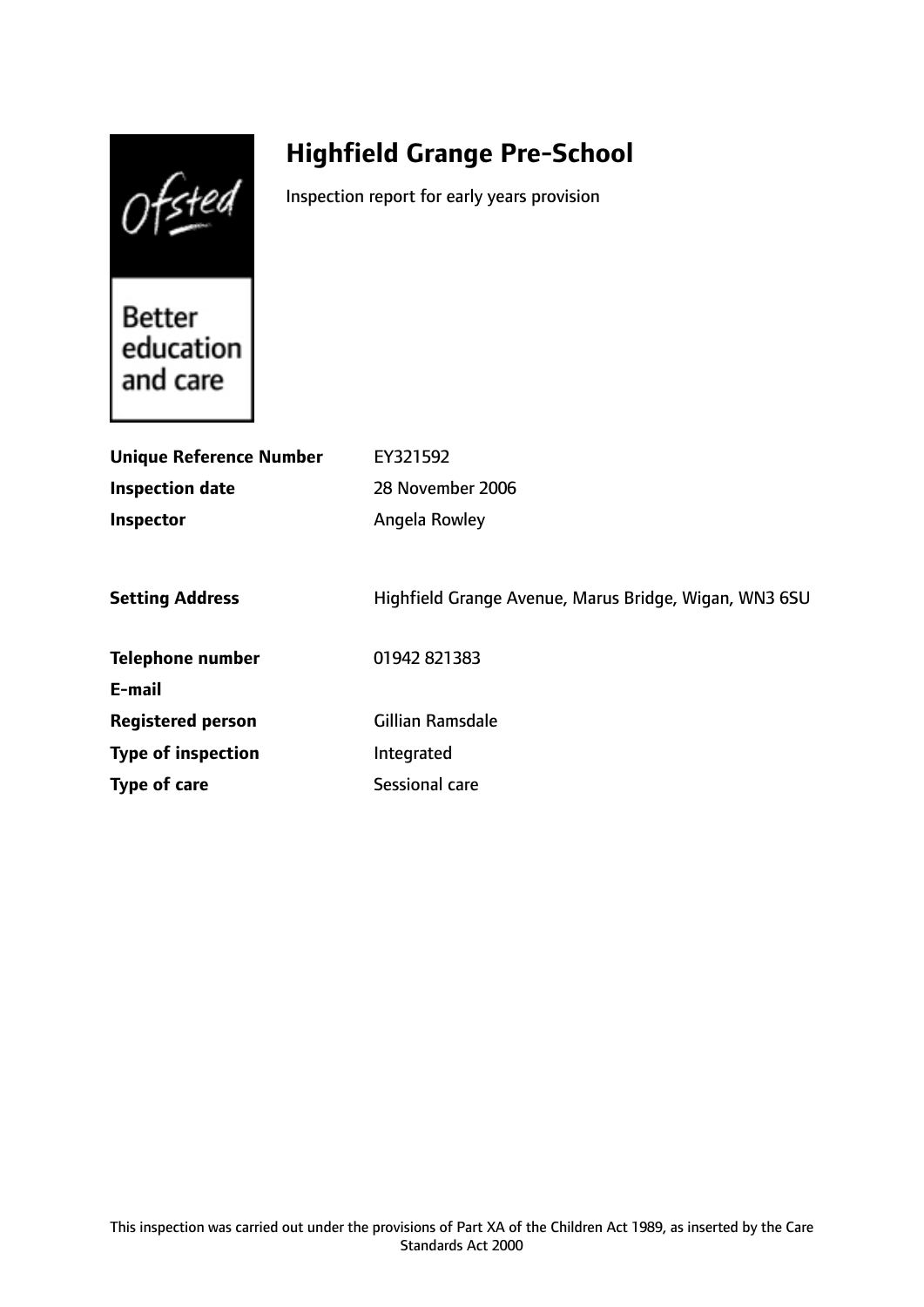Ofsted

Better education and care

# Highfield Grange Pre-School

Inspection report for early years provision

| | |
|---|---|
| **Unique Reference Number** | EY321592 |
| **Inspection date** | 28 November 2006 |
| **Inspector** | Angela Rowley |
| | |
| **Setting Address** | Highfield Grange Avenue, Marus Bridge, Wigan, WN3 6SU |
| | |
| **Telephone number** | 01942 821383 |
| **E-mail** | |
| **Registered person** | Gillian Ramsdale |
| **Type of inspection** | Integrated |
| **Type of care** | Sessional care |

This inspection was carried out under the provisions of Part XA of the Children Act 1989, as inserted by the Care Standards Act 2000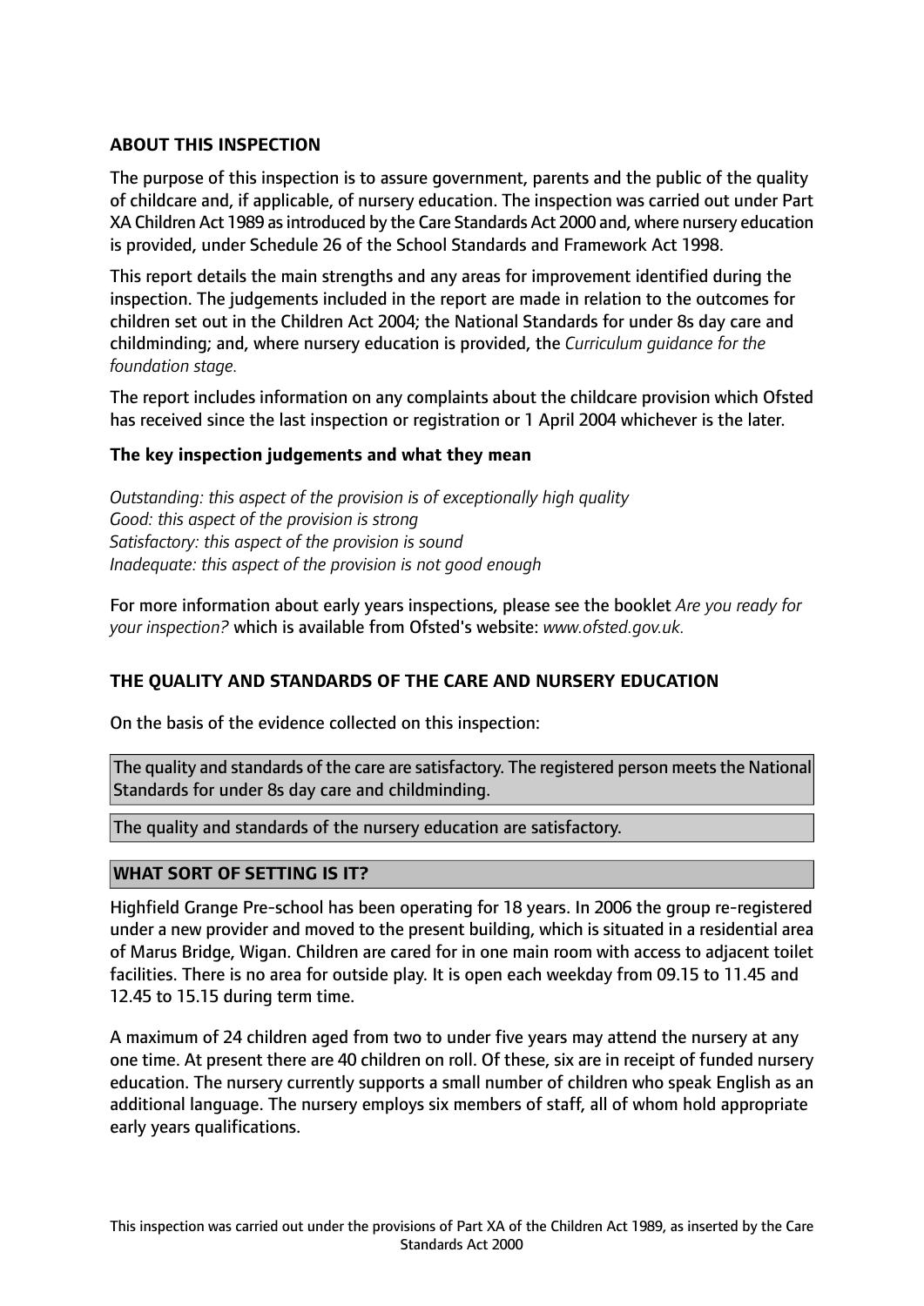## ABOUT THIS INSPECTION

The purpose of this inspection is to assure government, parents and the public of the quality of childcare and, if applicable, of nursery education. The inspection was carried out under Part XA Children Act 1989 as introduced by the Care Standards Act 2000 and, where nursery education is provided, under Schedule 26 of the School Standards and Framework Act 1998.

This report details the main strengths and any areas for improvement identified during the inspection. The judgements included in the report are made in relation to the outcomes for children set out in the Children Act 2004; the National Standards for under 8s day care and childminding; and, where nursery education is provided, the *Curriculum guidance for the foundation stage.*

The report includes information on any complaints about the childcare provision which Ofsted has received since the last inspection or registration or 1 April 2004 whichever is the later.

### The key inspection judgements and what they mean

*Outstanding: this aspect of the provision is of exceptionally high quality*
*Good: this aspect of the provision is strong*
*Satisfactory: this aspect of the provision is sound*
*Inadequate: this aspect of the provision is not good enough*

For more information about early years inspections, please see the booklet *Are you ready for your inspection?* which is available from Ofsted's website: *www.ofsted.gov.uk.*

## THE QUALITY AND STANDARDS OF THE CARE AND NURSERY EDUCATION

On the basis of the evidence collected on this inspection:

The quality and standards of the care are satisfactory. The registered person meets the National Standards for under 8s day care and childminding.

The quality and standards of the nursery education are satisfactory.

## WHAT SORT OF SETTING IS IT?

Highfield Grange Pre-school has been operating for 18 years. In 2006 the group re-registered under a new provider and moved to the present building, which is situated in a residential area of Marus Bridge, Wigan. Children are cared for in one main room with access to adjacent toilet facilities. There is no area for outside play. It is open each weekday from 09.15 to 11.45 and 12.45 to 15.15 during term time.

A maximum of 24 children aged from two to under five years may attend the nursery at any one time. At present there are 40 children on roll. Of these, six are in receipt of funded nursery education. The nursery currently supports a small number of children who speak English as an additional language. The nursery employs six members of staff, all of whom hold appropriate early years qualifications.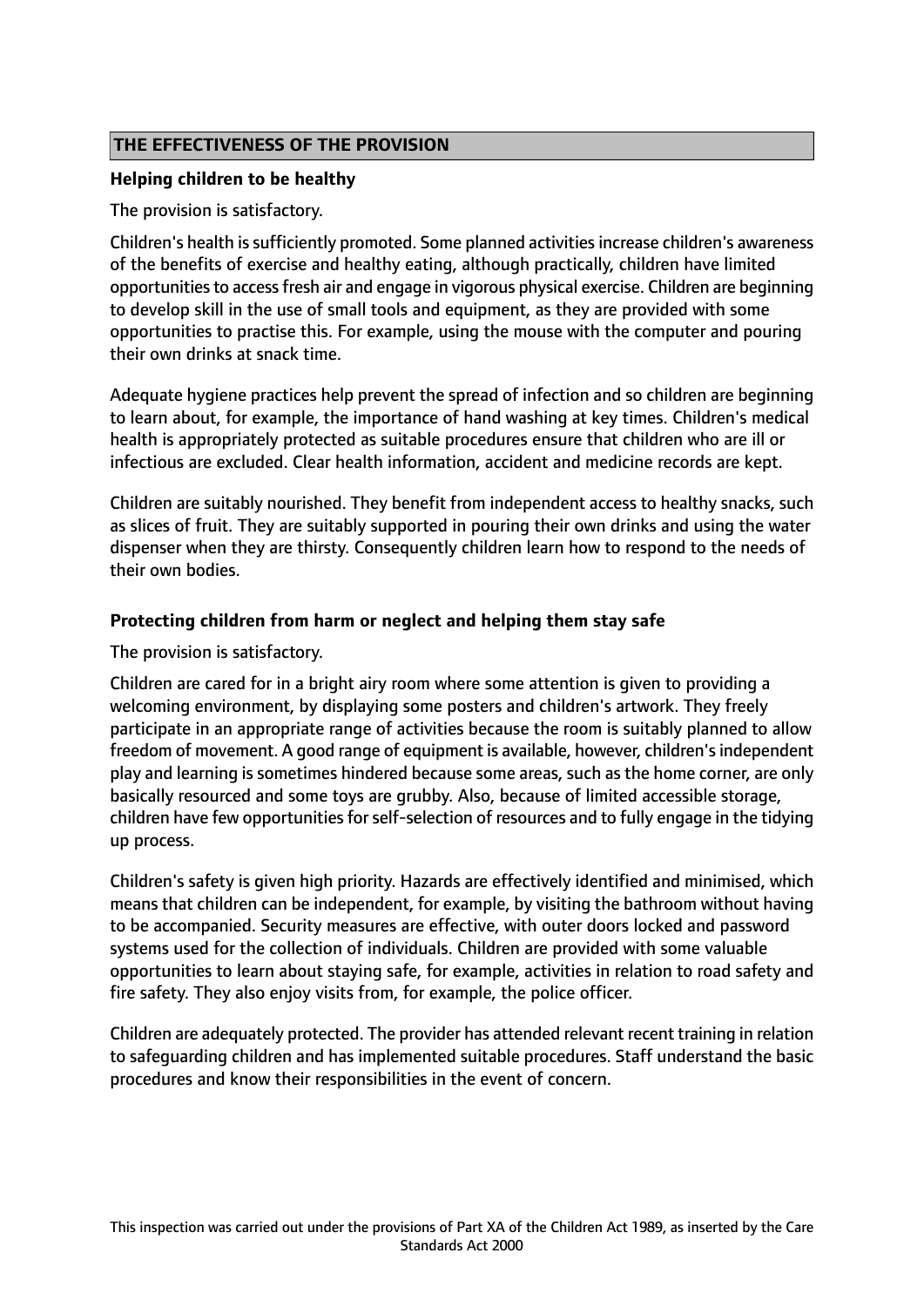## THE EFFECTIVENESS OF THE PROVISION

### Helping children to be healthy

The provision is satisfactory.

Children's health is sufficiently promoted. Some planned activities increase children's awareness of the benefits of exercise and healthy eating, although practically, children have limited opportunities to access fresh air and engage in vigorous physical exercise. Children are beginning to develop skill in the use of small tools and equipment, as they are provided with some opportunities to practise this. For example, using the mouse with the computer and pouring their own drinks at snack time.

Adequate hygiene practices help prevent the spread of infection and so children are beginning to learn about, for example, the importance of hand washing at key times. Children's medical health is appropriately protected as suitable procedures ensure that children who are ill or infectious are excluded. Clear health information, accident and medicine records are kept.

Children are suitably nourished. They benefit from independent access to healthy snacks, such as slices of fruit. They are suitably supported in pouring their own drinks and using the water dispenser when they are thirsty. Consequently children learn how to respond to the needs of their own bodies.

### Protecting children from harm or neglect and helping them stay safe

The provision is satisfactory.

Children are cared for in a bright airy room where some attention is given to providing a welcoming environment, by displaying some posters and children's artwork. They freely participate in an appropriate range of activities because the room is suitably planned to allow freedom of movement. A good range of equipment is available, however, children's independent play and learning is sometimes hindered because some areas, such as the home corner, are only basically resourced and some toys are grubby. Also, because of limited accessible storage, children have few opportunities for self-selection of resources and to fully engage in the tidying up process.

Children's safety is given high priority. Hazards are effectively identified and minimised, which means that children can be independent, for example, by visiting the bathroom without having to be accompanied. Security measures are effective, with outer doors locked and password systems used for the collection of individuals. Children are provided with some valuable opportunities to learn about staying safe, for example, activities in relation to road safety and fire safety. They also enjoy visits from, for example, the police officer.

Children are adequately protected. The provider has attended relevant recent training in relation to safeguarding children and has implemented suitable procedures. Staff understand the basic procedures and know their responsibilities in the event of concern.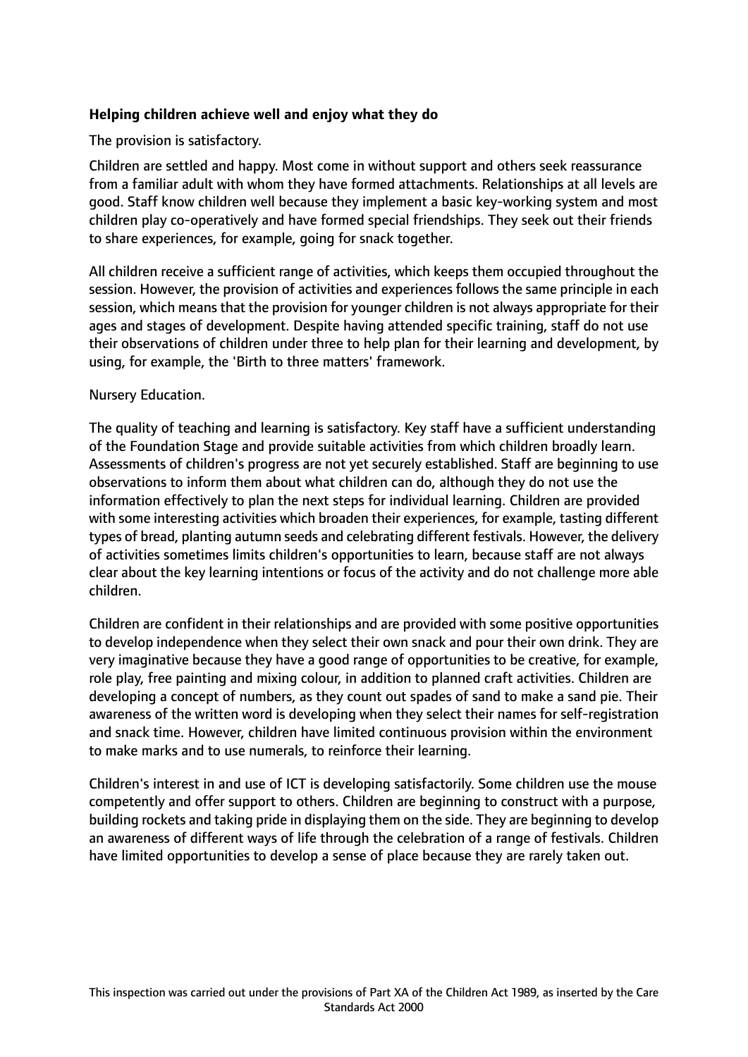**Helping children achieve well and enjoy what they do**

The provision is satisfactory.

Children are settled and happy. Most come in without support and others seek reassurance from a familiar adult with whom they have formed attachments. Relationships at all levels are good. Staff know children well because they implement a basic key-working system and most children play co-operatively and have formed special friendships. They seek out their friends to share experiences, for example, going for snack together.

All children receive a sufficient range of activities, which keeps them occupied throughout the session. However, the provision of activities and experiences follows the same principle in each session, which means that the provision for younger children is not always appropriate for their ages and stages of development. Despite having attended specific training, staff do not use their observations of children under three to help plan for their learning and development, by using, for example, the 'Birth to three matters' framework.

Nursery Education.

The quality of teaching and learning is satisfactory. Key staff have a sufficient understanding of the Foundation Stage and provide suitable activities from which children broadly learn. Assessments of children's progress are not yet securely established. Staff are beginning to use observations to inform them about what children can do, although they do not use the information effectively to plan the next steps for individual learning. Children are provided with some interesting activities which broaden their experiences, for example, tasting different types of bread, planting autumn seeds and celebrating different festivals. However, the delivery of activities sometimes limits children's opportunities to learn, because staff are not always clear about the key learning intentions or focus of the activity and do not challenge more able children.

Children are confident in their relationships and are provided with some positive opportunities to develop independence when they select their own snack and pour their own drink. They are very imaginative because they have a good range of opportunities to be creative, for example, role play, free painting and mixing colour, in addition to planned craft activities. Children are developing a concept of numbers, as they count out spades of sand to make a sand pie. Their awareness of the written word is developing when they select their names for self-registration and snack time. However, children have limited continuous provision within the environment to make marks and to use numerals, to reinforce their learning.

Children's interest in and use of ICT is developing satisfactorily. Some children use the mouse competently and offer support to others. Children are beginning to construct with a purpose, building rockets and taking pride in displaying them on the side. They are beginning to develop an awareness of different ways of life through the celebration of a range of festivals. Children have limited opportunities to develop a sense of place because they are rarely taken out.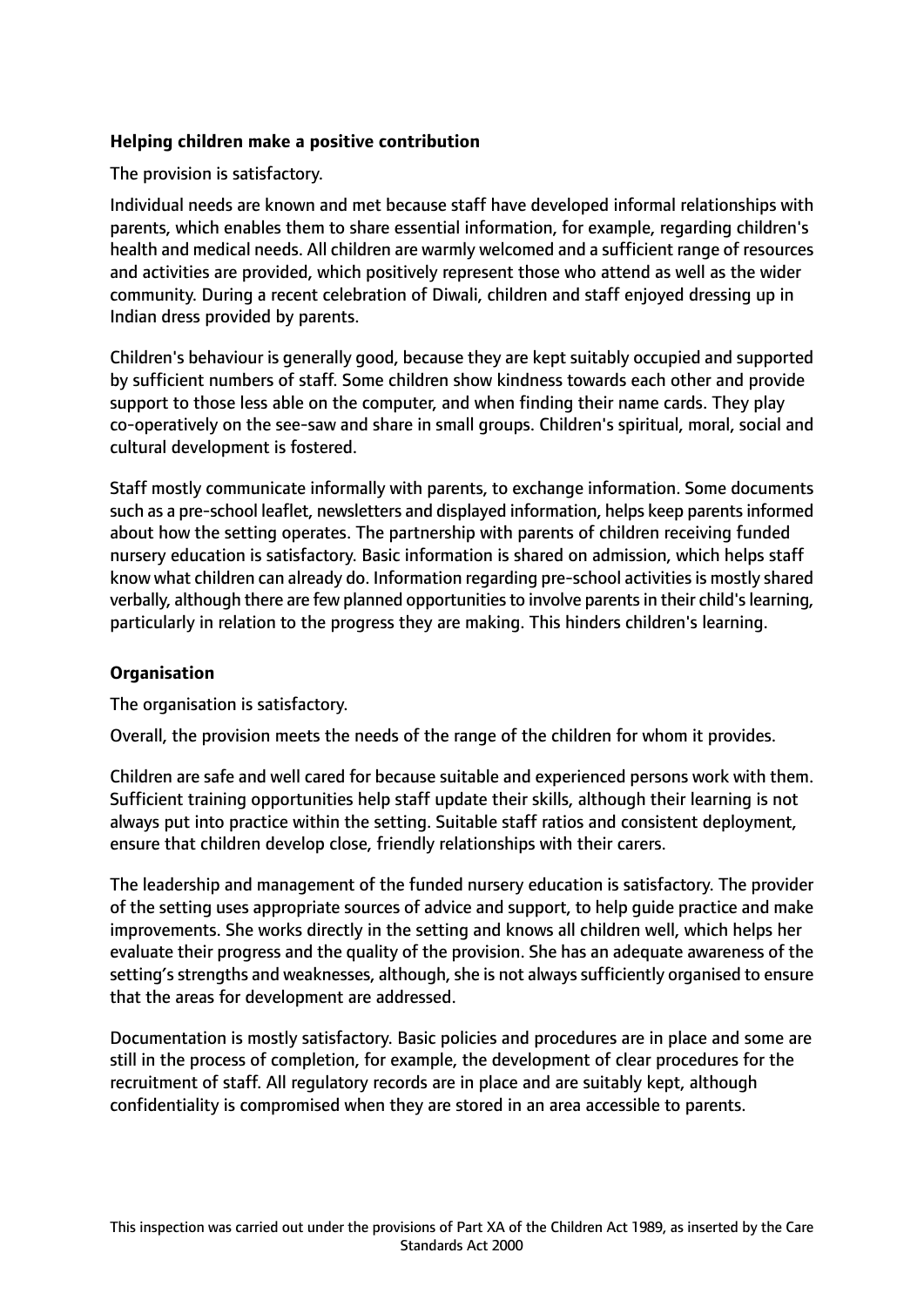**Helping children make a positive contribution**

The provision is satisfactory.

Individual needs are known and met because staff have developed informal relationships with parents, which enables them to share essential information, for example, regarding children's health and medical needs. All children are warmly welcomed and a sufficient range of resources and activities are provided, which positively represent those who attend as well as the wider community. During a recent celebration of Diwali, children and staff enjoyed dressing up in Indian dress provided by parents.

Children's behaviour is generally good, because they are kept suitably occupied and supported by sufficient numbers of staff. Some children show kindness towards each other and provide support to those less able on the computer, and when finding their name cards. They play co-operatively on the see-saw and share in small groups. Children's spiritual, moral, social and cultural development is fostered.

Staff mostly communicate informally with parents, to exchange information. Some documents such as a pre-school leaflet, newsletters and displayed information, helps keep parents informed about how the setting operates. The partnership with parents of children receiving funded nursery education is satisfactory. Basic information is shared on admission, which helps staff know what children can already do. Information regarding pre-school activities is mostly shared verbally, although there are few planned opportunities to involve parents in their child's learning, particularly in relation to the progress they are making. This hinders children's learning.

**Organisation**

The organisation is satisfactory.

Overall, the provision meets the needs of the range of the children for whom it provides.

Children are safe and well cared for because suitable and experienced persons work with them. Sufficient training opportunities help staff update their skills, although their learning is not always put into practice within the setting. Suitable staff ratios and consistent deployment, ensure that children develop close, friendly relationships with their carers.

The leadership and management of the funded nursery education is satisfactory. The provider of the setting uses appropriate sources of advice and support, to help guide practice and make improvements. She works directly in the setting and knows all children well, which helps her evaluate their progress and the quality of the provision. She has an adequate awareness of the setting's strengths and weaknesses, although, she is not always sufficiently organised to ensure that the areas for development are addressed.

Documentation is mostly satisfactory. Basic policies and procedures are in place and some are still in the process of completion, for example, the development of clear procedures for the recruitment of staff. All regulatory records are in place and are suitably kept, although confidentiality is compromised when they are stored in an area accessible to parents.

This inspection was carried out under the provisions of Part XA of the Children Act 1989, as inserted by the Care Standards Act 2000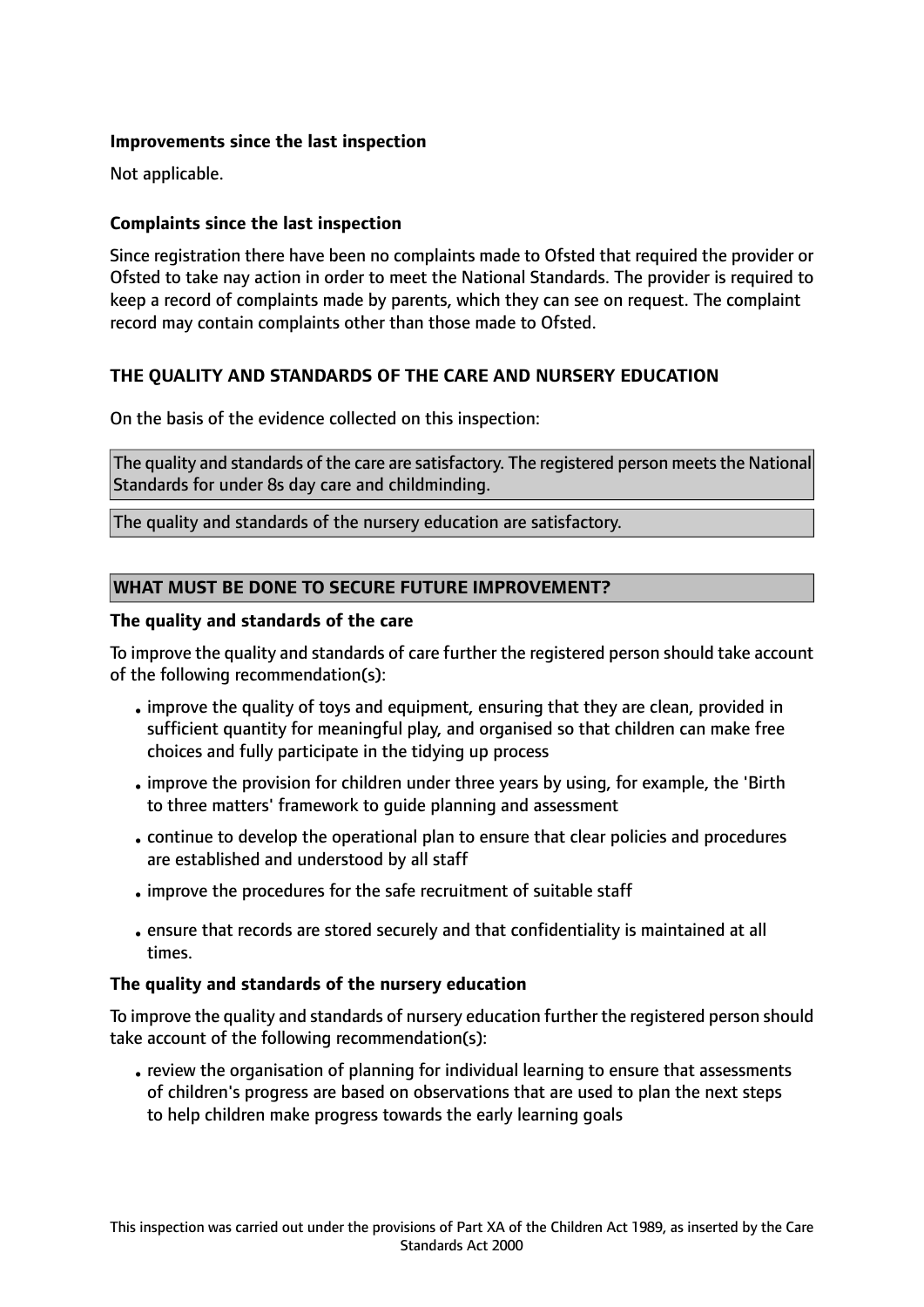**Improvements since the last inspection**

Not applicable.

**Complaints since the last inspection**

Since registration there have been no complaints made to Ofsted that required the provider or Ofsted to take nay action in order to meet the National Standards. The provider is required to keep a record of complaints made by parents, which they can see on request. The complaint record may contain complaints other than those made to Ofsted.

## THE QUALITY AND STANDARDS OF THE CARE AND NURSERY EDUCATION

On the basis of the evidence collected on this inspection:

The quality and standards of the care are satisfactory. The registered person meets the National Standards for under 8s day care and childminding.

The quality and standards of the nursery education are satisfactory.

## WHAT MUST BE DONE TO SECURE FUTURE IMPROVEMENT?

**The quality and standards of the care**

To improve the quality and standards of care further the registered person should take account of the following recommendation(s):

- improve the quality of toys and equipment, ensuring that they are clean, provided in sufficient quantity for meaningful play, and organised so that children can make free choices and fully participate in the tidying up process
- improve the provision for children under three years by using, for example, the 'Birth to three matters' framework to guide planning and assessment
- continue to develop the operational plan to ensure that clear policies and procedures are established and understood by all staff
- improve the procedures for the safe recruitment of suitable staff
- ensure that records are stored securely and that confidentiality is maintained at all times.

**The quality and standards of the nursery education**

To improve the quality and standards of nursery education further the registered person should take account of the following recommendation(s):

- review the organisation of planning for individual learning to ensure that assessments of children's progress are based on observations that are used to plan the next steps to help children make progress towards the early learning goals

This inspection was carried out under the provisions of Part XA of the Children Act 1989, as inserted by the Care Standards Act 2000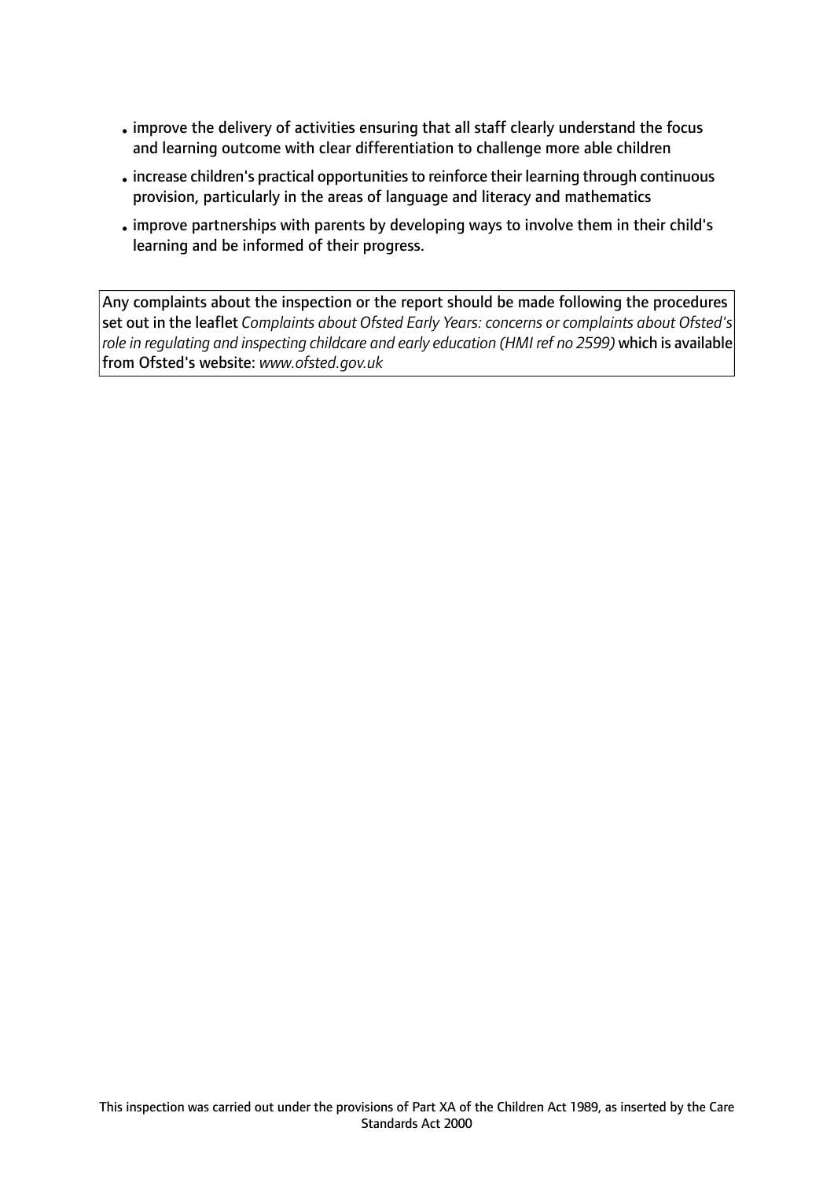- improve the delivery of activities ensuring that all staff clearly understand the focus and learning outcome with clear differentiation to challenge more able children
- increase children's practical opportunities to reinforce their learning through continuous provision, particularly in the areas of language and literacy and mathematics
- improve partnerships with parents by developing ways to involve them in their child's learning and be informed of their progress.

Any complaints about the inspection or the report should be made following the procedures set out in the leaflet *Complaints about Ofsted Early Years: concerns or complaints about Ofsted's role in regulating and inspecting childcare and early education (HMI ref no 2599)* which is available from Ofsted's website: *www.ofsted.gov.uk*

This inspection was carried out under the provisions of Part XA of the Children Act 1989, as inserted by the Care Standards Act 2000